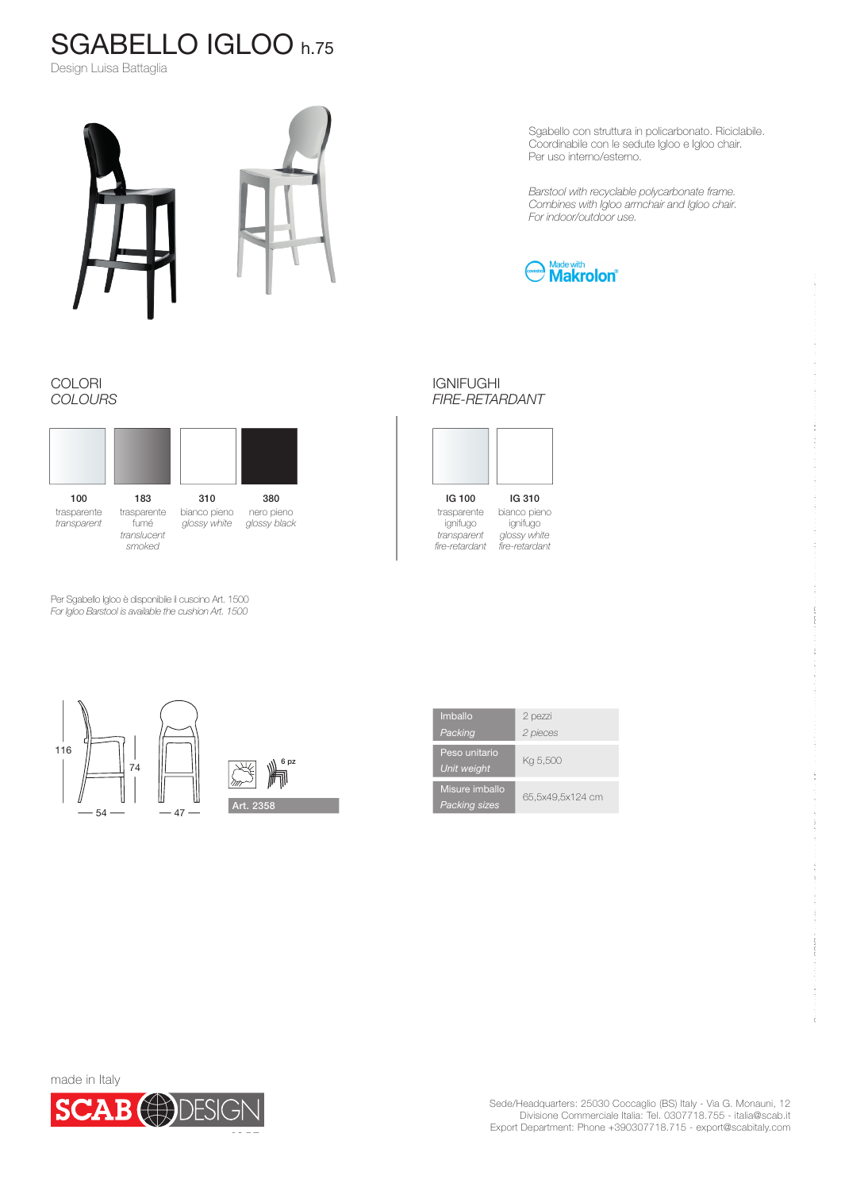# SGABELLO IGLOO h.75

Design Luisa Battaglia

Sgabello con struttura in policarbonato. Riciclabile.
Coordinabile con le sedute Igloo e Igloo chair.
Per uso interno/esterno.

*Barstool with recyclable polycarbonate frame.*
*Combines with Igloo armchair and Igloo chair.*
*For indoor/outdoor use.*

Made with Makrolon®

## COLORI
## *COLOURS*

| 100 | 183 | 310 | 380 |
|---|---|---|---|
| trasparente *transparent* | trasparente fumé *translucent smoked* | bianco pieno *glossy white* | nero pieno *glossy black* |

## IGNIFUGHI
## *FIRE-RETARDANT*

| IG 100 | IG 310 |
|---|---|
| trasparente ignifugo *transparent fire-retardant* | bianco pieno ignifugo *glossy white fire-retardant* |

Per Sgabello Igloo è disponibile il cuscino Art. 1500
*For Igloo Barstool is available the cushion Art. 1500*

116 — 74 — 54 — 47

6 pz

Art. 2358

| Imballo *Packing* | 2 pezzi *2 pieces* |
|---|---|
| Peso unitario *Unit weight* | Kg 5,500 |
| Misure imballo *Packing sizes* | 65,5x49,5x124 cm |

made in Italy

SCAB DESIGN

Sede/Headquarters: 25030 Coccaglio (BS) Italy - Via G. Monauni, 12
Divisione Commerciale Italia: Tel. 0307718.755 - italia@scab.it
Export Department: Phone +390307718.715 - export@scabitaly.com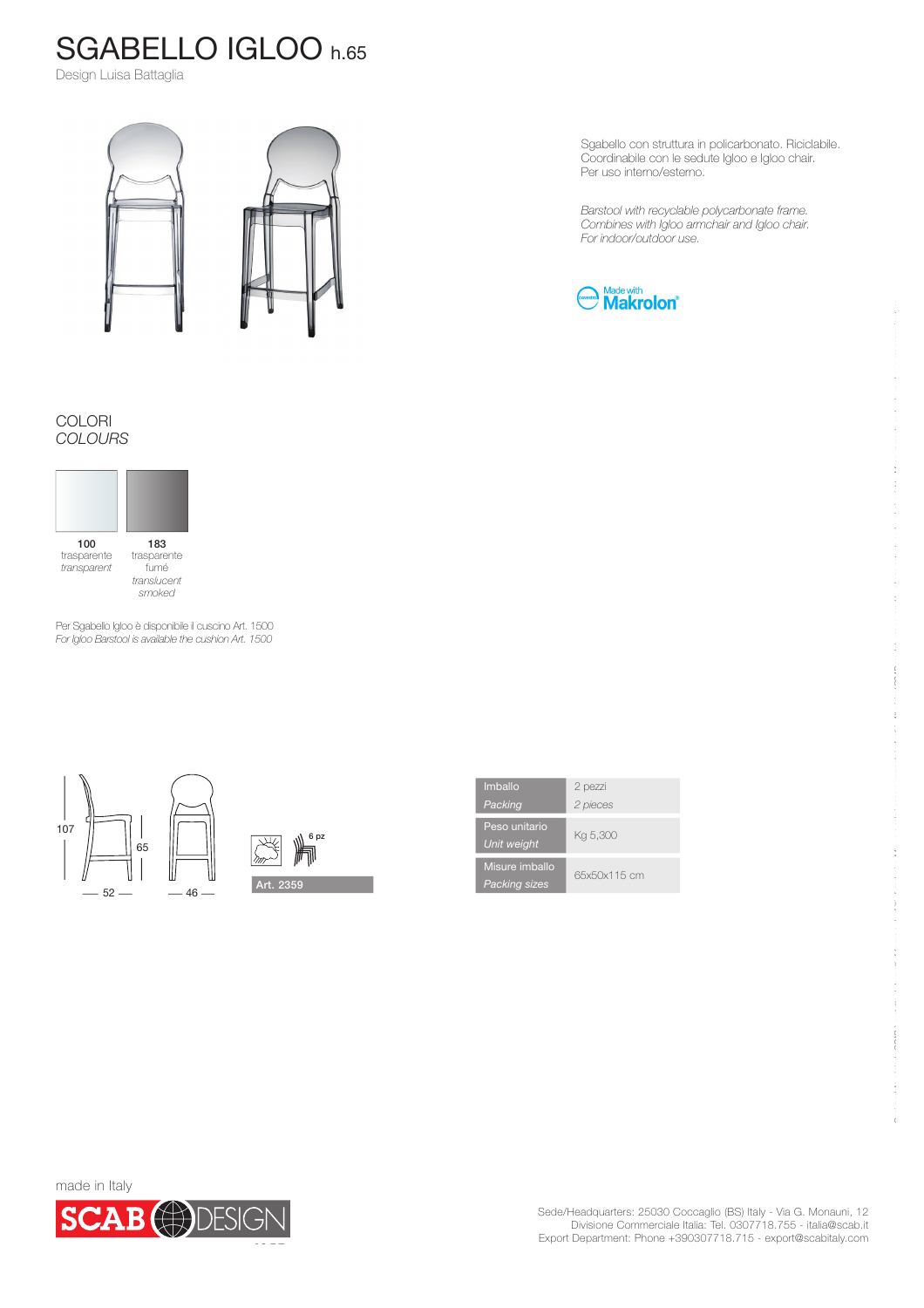# SGABELLO IGLOO h.65

Design Luisa Battaglia

Sgabello con struttura in policarbonato. Riciclabile.
Coordinabile con le sedute Igloo e Igloo chair.
Per uso interno/esterno.

*Barstool with recyclable polycarbonate frame.*
*Combines with Igloo armchair and Igloo chair.*
*For indoor/outdoor use.*

Made with Makrolon®

## COLORI
## *COLOURS*

**100**
trasparente
*transparent*

**183**
trasparente
fumé
*translucent*
*smoked*

Per Sgabello Igloo è disponibile il cuscino Art. 1500
*For Igloo Barstool is available the cushion Art. 1500*

107
65
52
46

6 pz

Art. 2359

| | |
|---|---|
| Imballo<br>*Packing* | 2 pezzi<br>*2 pieces* |
| Peso unitario<br>*Unit weight* | Kg 5,300 |
| Misure imballo<br>*Packing sizes* | 65x50x115 cm |

made in Italy

SCAB DESIGN

Sede/Headquarters: 25030 Coccaglio (BS) Italy - Via G. Monauni, 12
Divisione Commerciale Italia: Tel. 0307718.755 - italia@scab.it
Export Department: Phone +390307718.715 - export@scabitaly.com